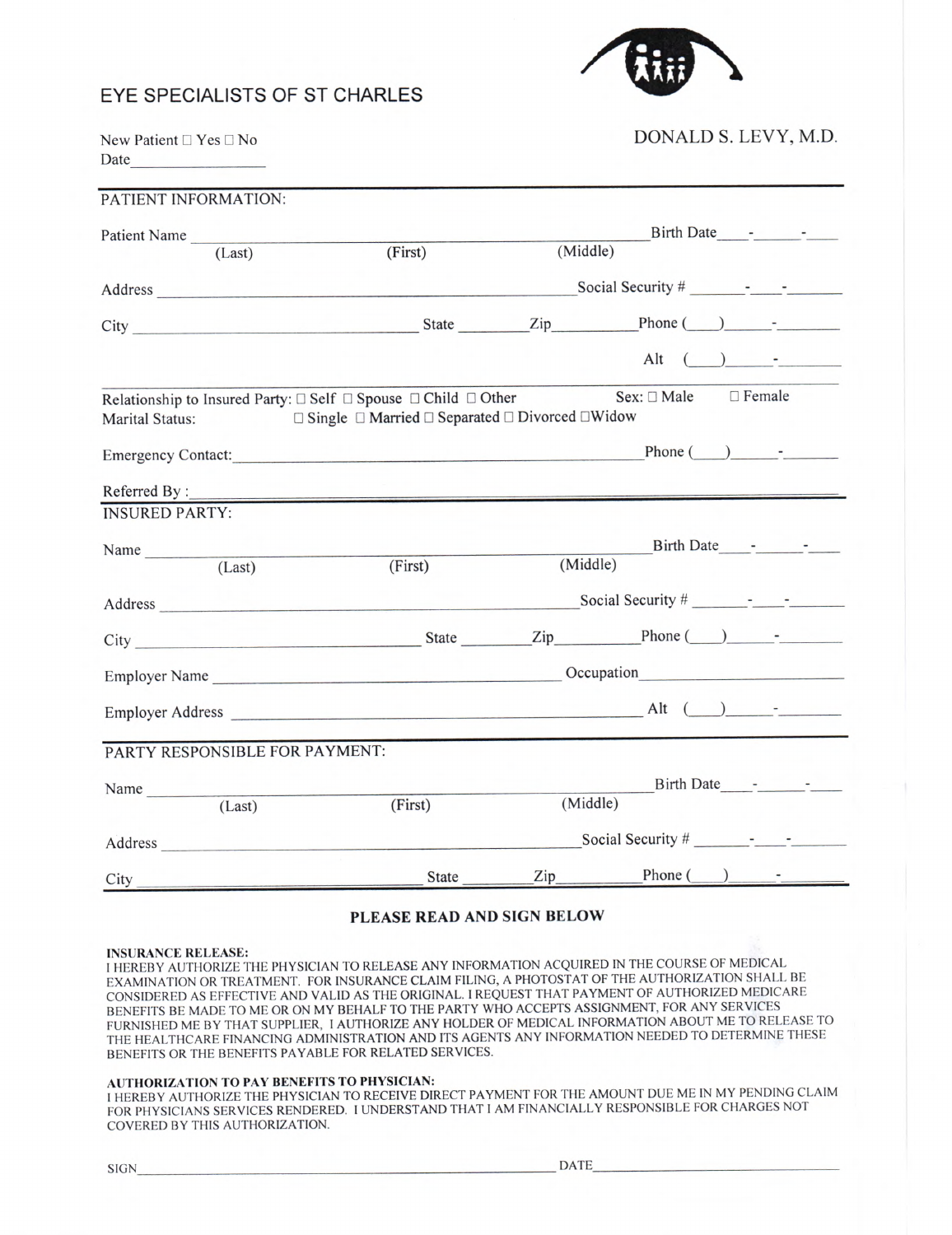# EYE SPECIALISTS OF ST CHARLES

DONALD S. LEVY, M.D.

New Patient ☐ Yes ☐ No

Date_______________

## PATIENT INFORMATION:

Patient Name ____________________________________________ Birth Date____-______-____
(Last) (First) (Middle)

Address ____________________________________________ Social Security # _______-____-_______

City ______________________________ State ________ Zip_________ Phone (____)______-________

Alt (____)______-________

Relationship to Insured Party: ☐ Self ☐ Spouse ☐ Child ☐ Other Sex: ☐ Male ☐ Female

Marital Status: ☐ Single ☐ Married ☐ Separated ☐ Divorced ☐Widow

Emergency Contact:____________________________________________ Phone (____)______-_______

Referred By :____________________________________________

## INSURED PARTY:

Name ____________________________________________ Birth Date____-______-____
(Last) (First) (Middle)

Address ____________________________________________ Social Security # _______-____-_______

City ______________________________ State ________ Zip_________ Phone (____)______-________

Employer Name ______________________________ Occupation______________________

Employer Address ______________________________ Alt (____)______-________

## PARTY RESPONSIBLE FOR PAYMENT:

Name ____________________________________________ Birth Date____-______-____
(Last) (First) (Middle)

Address ____________________________________________ Social Security # _______-____-_______

City ______________________________ State ________ Zip_________ Phone (____)______-________

### PLEASE READ AND SIGN BELOW

**INSURANCE RELEASE:**
I HEREBY AUTHORIZE THE PHYSICIAN TO RELEASE ANY INFORMATION ACQUIRED IN THE COURSE OF MEDICAL EXAMINATION OR TREATMENT. FOR INSURANCE CLAIM FILING, A PHOTOSTAT OF THE AUTHORIZATION SHALL BE CONSIDERED AS EFFECTIVE AND VALID AS THE ORIGINAL. I REQUEST THAT PAYMENT OF AUTHORIZED MEDICARE BENEFITS BE MADE TO ME OR ON MY BEHALF TO THE PARTY WHO ACCEPTS ASSIGNMENT, FOR ANY SERVICES FURNISHED ME BY THAT SUPPLIER, I AUTHORIZE ANY HOLDER OF MEDICAL INFORMATION ABOUT ME TO RELEASE TO THE HEALTHCARE FINANCING ADMINISTRATION AND ITS AGENTS ANY INFORMATION NEEDED TO DETERMINE THESE BENEFITS OR THE BENEFITS PAYABLE FOR RELATED SERVICES.

**AUTHORIZATION TO PAY BENEFITS TO PHYSICIAN:**
I HEREBY AUTHORIZE THE PHYSICIAN TO RECEIVE DIRECT PAYMENT FOR THE AMOUNT DUE ME IN MY PENDING CLAIM FOR PHYSICIANS SERVICES RENDERED. I UNDERSTAND THAT I AM FINANCIALLY RESPONSIBLE FOR CHARGES NOT COVERED BY THIS AUTHORIZATION.

SIGN____________________________________________ DATE______________________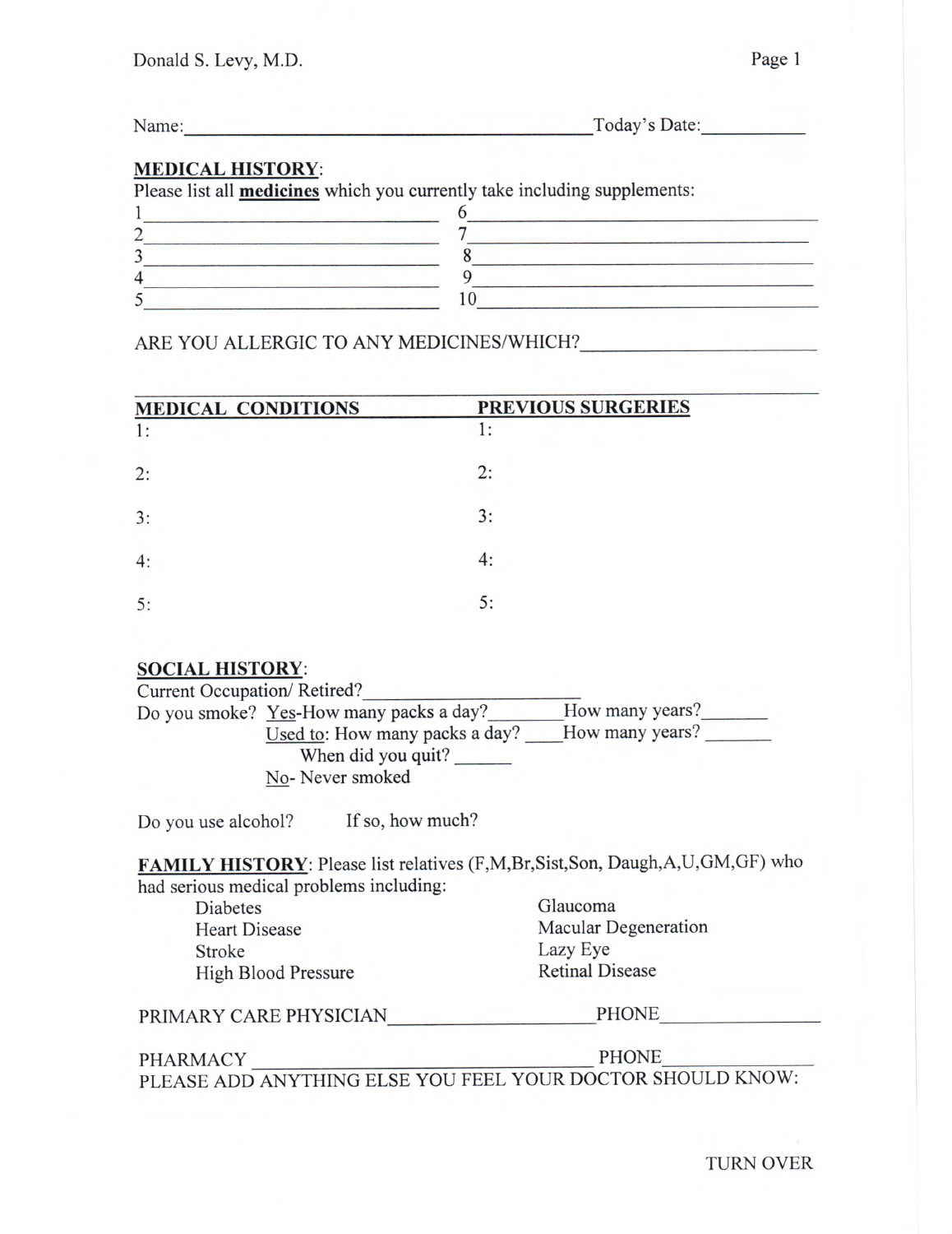Donald S. Levy, M.D.

Name:________________________________________Today's Date:__________

**MEDICAL HISTORY**:

Please list all **medicines** which you currently take including supplements:

| | |
|---|---|
| 1______________________________ | 6______________________________ |
| 2______________________________ | 7______________________________ |
| 3______________________________ | 8______________________________ |
| 4______________________________ | 9______________________________ |
| 5______________________________ | 10_____________________________ |

ARE YOU ALLERGIC TO ANY MEDICINES/WHICH?______________________

________________________________________________________________

| MEDICAL CONDITIONS | PREVIOUS SURGERIES |
|---|---|
| 1: | 1: |
| 2: | 2: |
| 3: | 3: |
| 4: | 4: |
| 5: | 5: |

**SOCIAL HISTORY**:

Current Occupation/ Retired?______________________

Do you smoke? Yes-How many packs a day?________How many years?_______

Used to: How many packs a day? ____How many years? _______

When did you quit? ______

No- Never smoked

Do you use alcohol? If so, how much?

**FAMILY HISTORY**: Please list relatives (F,M,Br,Sist,Son, Daugh,A,U,GM,GF) who had serious medical problems including:

| | |
|---|---|
| Diabetes | Glaucoma |
| Heart Disease | Macular Degeneration |
| Stroke | Lazy Eye |
| High Blood Pressure | Retinal Disease |

PRIMARY CARE PHYSICIAN____________________PHONE_______________

PHARMACY ___________________________________ PHONE_______________

PLEASE ADD ANYTHING ELSE YOU FEEL YOUR DOCTOR SHOULD KNOW:

TURN OVER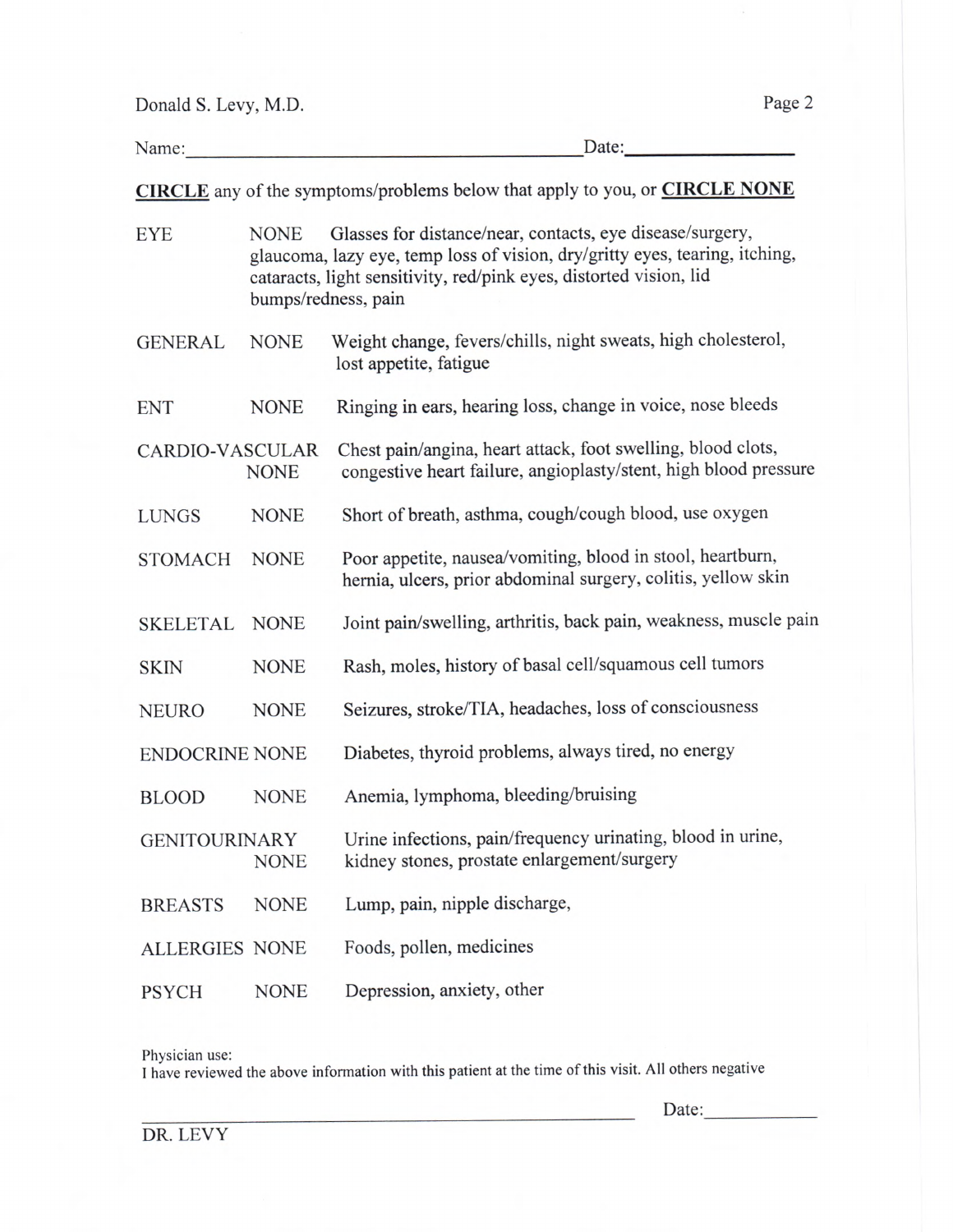Donald S. Levy, M.D.

Name:______________________________________ Date:________________

**CIRCLE** any of the symptoms/problems below that apply to you, or **CIRCLE NONE**

| | | |
|---|---|---|
| EYE | NONE | Glasses for distance/near, contacts, eye disease/surgery, glaucoma, lazy eye, temp loss of vision, dry/gritty eyes, tearing, itching, cataracts, light sensitivity, red/pink eyes, distorted vision, lid bumps/redness, pain |
| GENERAL | NONE | Weight change, fevers/chills, night sweats, high cholesterol, lost appetite, fatigue |
| ENT | NONE | Ringing in ears, hearing loss, change in voice, nose bleeds |
| CARDIO-VASCULAR | NONE | Chest pain/angina, heart attack, foot swelling, blood clots, congestive heart failure, angioplasty/stent, high blood pressure |
| LUNGS | NONE | Short of breath, asthma, cough/cough blood, use oxygen |
| STOMACH | NONE | Poor appetite, nausea/vomiting, blood in stool, heartburn, hernia, ulcers, prior abdominal surgery, colitis, yellow skin |
| SKELETAL | NONE | Joint pain/swelling, arthritis, back pain, weakness, muscle pain |
| SKIN | NONE | Rash, moles, history of basal cell/squamous cell tumors |
| NEURO | NONE | Seizures, stroke/TIA, headaches, loss of consciousness |
| ENDOCRINE | NONE | Diabetes, thyroid problems, always tired, no energy |
| BLOOD | NONE | Anemia, lymphoma, bleeding/bruising |
| GENITOURINARY | NONE | Urine infections, pain/frequency urinating, blood in urine, kidney stones, prostate enlargement/surgery |
| BREASTS | NONE | Lump, pain, nipple discharge, |
| ALLERGIES | NONE | Foods, pollen, medicines |
| PSYCH | NONE | Depression, anxiety, other |

Physician use:
I have reviewed the above information with this patient at the time of this visit. All others negative

______________________________________________ Date:____________

DR. LEVY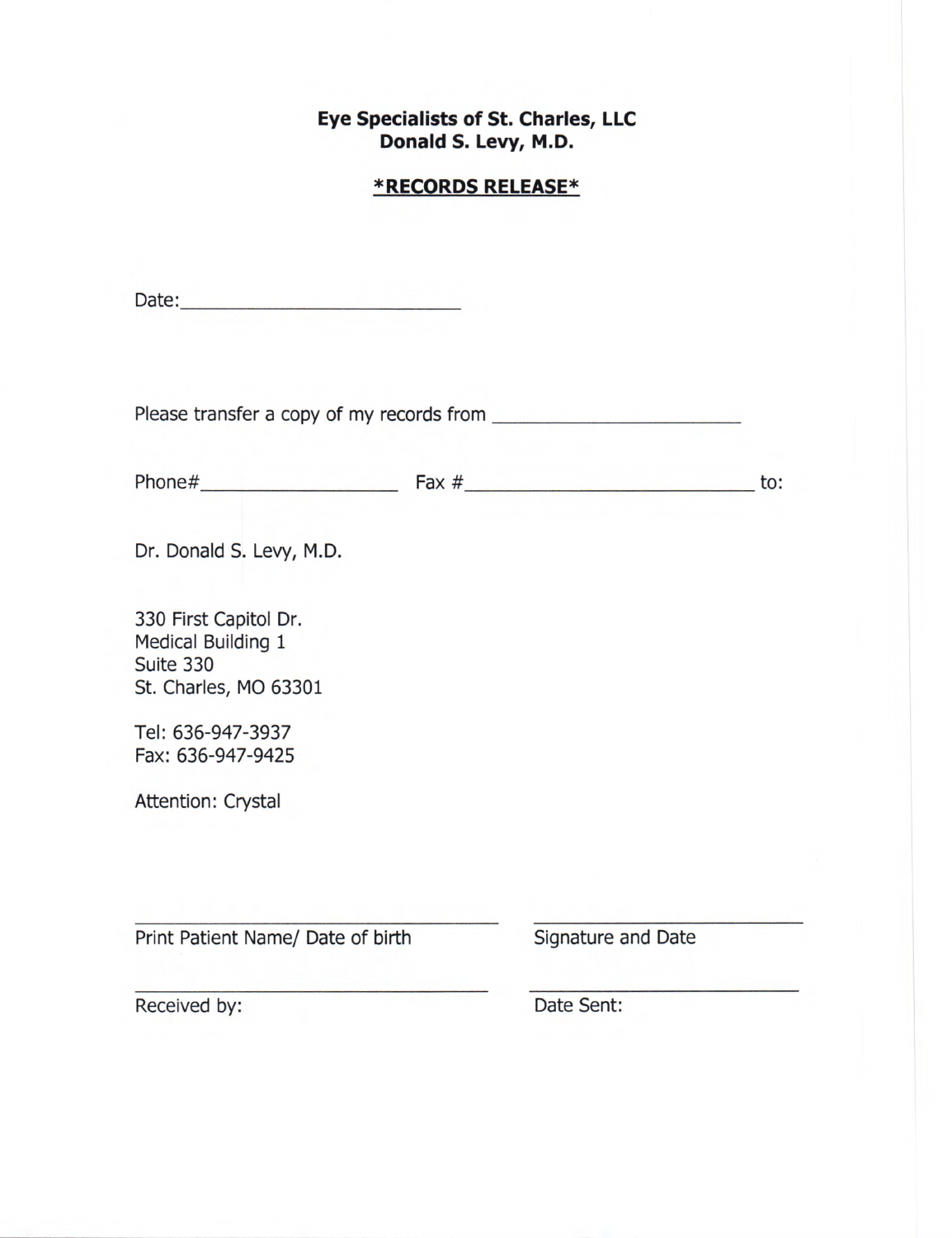**Eye Specialists of St. Charles, LLC**
**Donald S. Levy, M.D.**

**\*RECORDS RELEASE\***

Date:\_\_\_\_\_\_\_\_\_\_\_\_\_\_\_\_\_\_\_\_\_\_\_\_\_\_

Please transfer a copy of my records from \_\_\_\_\_\_\_\_\_\_\_\_\_\_\_\_\_\_\_\_\_\_\_\_

Phone#\_\_\_\_\_\_\_\_\_\_\_\_\_\_\_\_\_\_\_ Fax #\_\_\_\_\_\_\_\_\_\_\_\_\_\_\_\_\_\_\_\_\_\_\_\_\_\_\_ to:

Dr. Donald S. Levy, M.D.

330 First Capitol Dr.
Medical Building 1
Suite 330
St. Charles, MO 63301

Tel: 636-947-3937
Fax: 636-947-9425

Attention: Crystal

\_\_\_\_\_\_\_\_\_\_\_\_\_\_\_\_\_\_\_\_\_\_\_\_\_\_\_\_\_\_\_\_\_\_\_ \_\_\_\_\_\_\_\_\_\_\_\_\_\_\_\_\_\_\_\_\_\_\_\_\_\_

Print Patient Name/ Date of birth Signature and Date

\_\_\_\_\_\_\_\_\_\_\_\_\_\_\_\_\_\_\_\_\_\_\_\_\_\_\_\_\_\_\_\_\_\_\_ \_\_\_\_\_\_\_\_\_\_\_\_\_\_\_\_\_\_\_\_\_\_\_\_\_\_

Received by: Date Sent: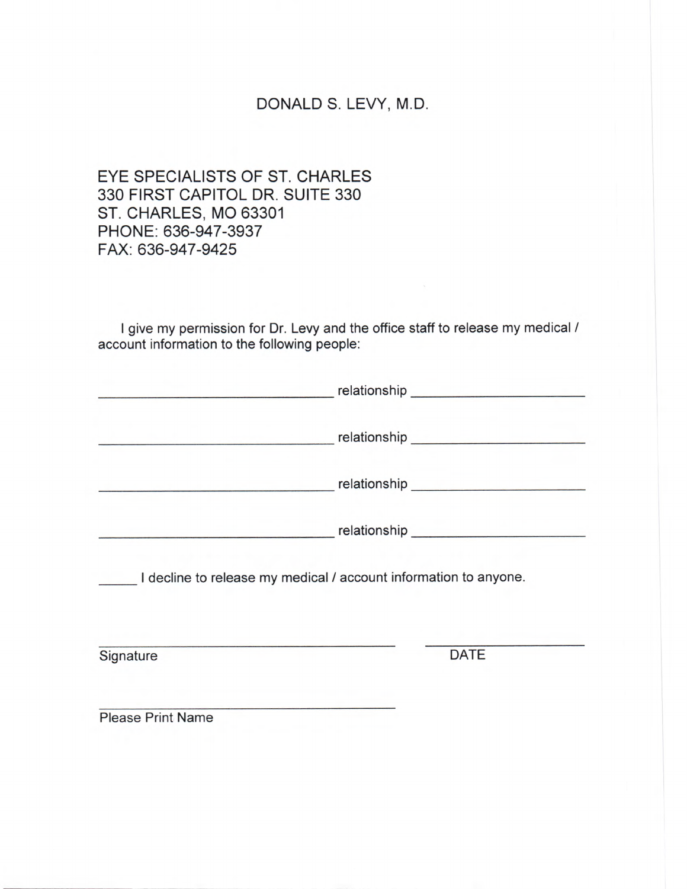DONALD S. LEVY, M.D.

EYE SPECIALISTS OF ST. CHARLES
330 FIRST CAPITOL DR. SUITE 330
ST. CHARLES, MO 63301
PHONE: 636-947-3937
FAX: 636-947-9425

I give my permission for Dr. Levy and the office staff to release my medical / account information to the following people:

______________________________ relationship ______________________

______________________________ relationship ______________________

______________________________ relationship ______________________

______________________________ relationship ______________________

_____ I decline to release my medical / account information to anyone.

______________________________________ ____________________

Signature DATE

______________________________________

Please Print Name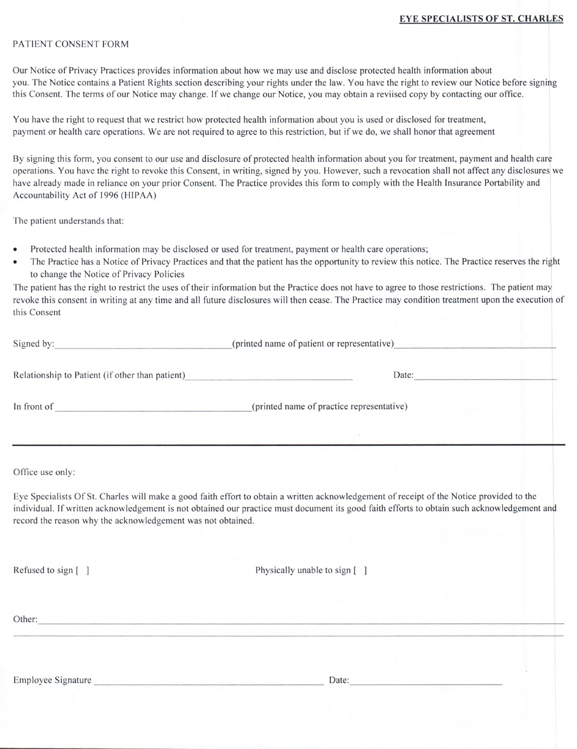**EYE SPECIALISTS OF ST. CHARLES**

PATIENT CONSENT FORM

Our Notice of Privacy Practices provides information about how we may use and disclose protected health information about you. The Notice contains a Patient Rights section describing your rights under the law. You have the right to review our Notice before signing this Consent. The terms of our Notice may change. If we change our Notice, you may obtain a reviised copy by contacting our office.

You have the right to request that we restrict how protected health information about you is used or disclosed for treatment, payment or health care operations. We are not required to agree to this restriction, but if we do, we shall honor that agreement

By signing this form, you consent to our use and disclosure of protected health information about you for treatment, payment and health care operations. You have the right to revoke this Consent, in writing, signed by you. However, such a revocation shall not affect any disclosures we have already made in reliance on your prior Consent. The Practice provides this form to comply with the Health Insurance Portability and Accountability Act of 1996 (HIPAA)

The patient understands that:

- Protected health information may be disclosed or used for treatment, payment or health care operations;
- The Practice has a Notice of Privacy Practices and that the patient has the opportunity to review this notice. The Practice reserves the right to change the Notice of Privacy Policies

The patient has the right to restrict the uses of their information but the Practice does not have to agree to those restrictions. The patient may revoke this consent in writing at any time and all future disclosures will then cease. The Practice may condition treatment upon the execution of this Consent

Signed by: ______________________ (printed name of patient or representative) ______________________

Relationship to Patient (if other than patient) ______________________ Date: ______________________

In front of ______________________ (printed name of practice representative)

---

Office use only:

Eye Specialists Of St. Charles will make a good faith effort to obtain a written acknowledgement of receipt of the Notice provided to the individual. If written acknowledgement is not obtained our practice must document its good faith efforts to obtain such acknowledgement and record the reason why the acknowledgement was not obtained.

Refused to sign [ ] Physically unable to sign [ ]

Other: ______________________________________________

Employee Signature ______________________ Date: ______________________